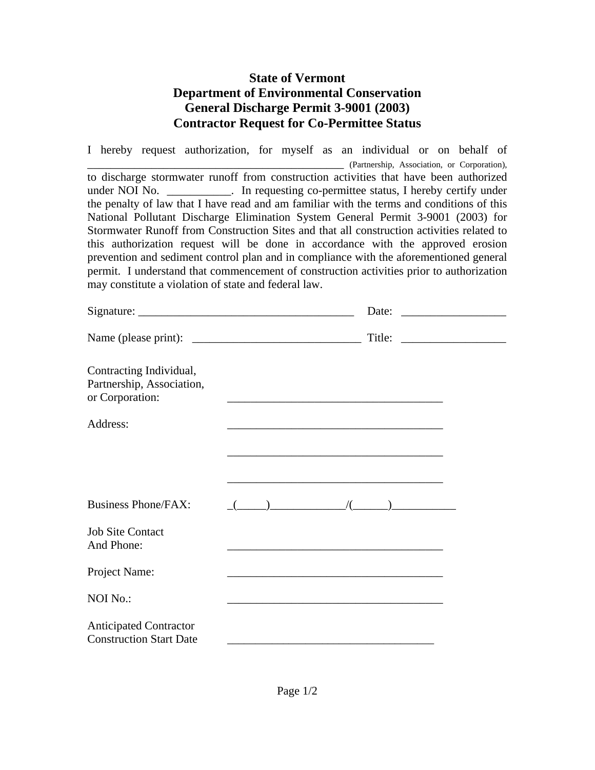# State of Vermont
# Department of Environmental Conservation
# General Discharge Permit 3-9001 (2003)
# Contractor Request for Co-Permittee Status

I hereby request authorization, for myself as an individual or on behalf of ______________________________________________ (Partnership, Association, or Corporation), to discharge stormwater runoff from construction activities that have been authorized under NOI No. ___________. In requesting co-permittee status, I hereby certify under the penalty of law that I have read and am familiar with the terms and conditions of this National Pollutant Discharge Elimination System General Permit 3-9001 (2003) for Stormwater Runoff from Construction Sites and that all construction activities related to this authorization request will be done in accordance with the approved erosion prevention and sediment control plan and in compliance with the aforementioned general permit. I understand that commencement of construction activities prior to authorization may constitute a violation of state and federal law.

Signature: _____________________________________ Date: __________________

Name (please print): _____________________________ Title: __________________

Contracting Individual, Partnership, Association, or Corporation: _____________________________________

Address: _____________________________________

_____________________________________

_____________________________________

Business Phone/FAX: _(_____)_____________/(______)___________

Job Site Contact And Phone: _____________________________________

Project Name: _____________________________________

NOI No.: _____________________________________

Anticipated Contractor Construction Start Date _____________________________________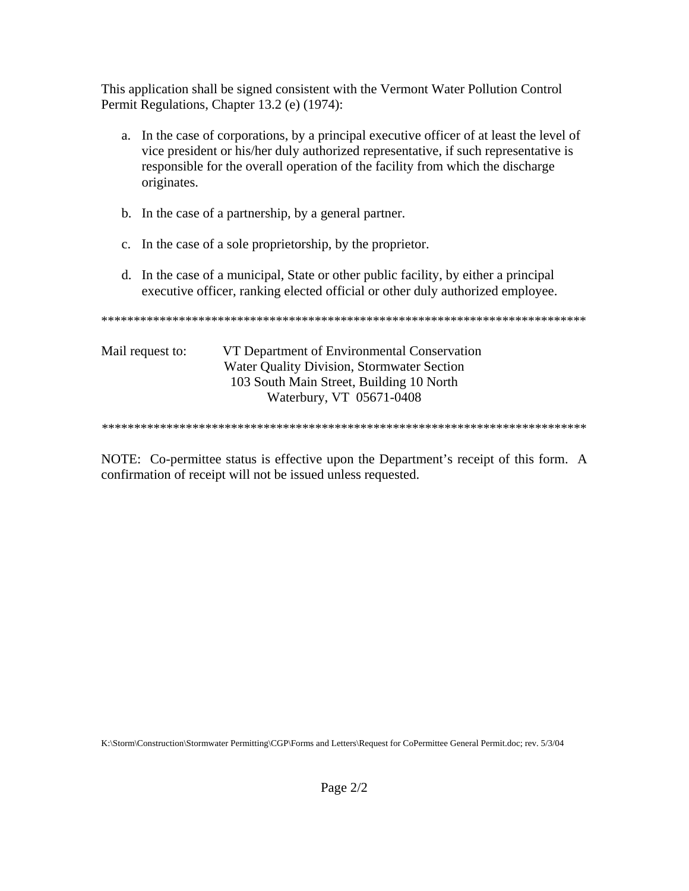This application shall be signed consistent with the Vermont Water Pollution Control Permit Regulations, Chapter 13.2 (e) (1974):

a. In the case of corporations, by a principal executive officer of at least the level of vice president or his/her duly authorized representative, if such representative is responsible for the overall operation of the facility from which the discharge originates.

b. In the case of a partnership, by a general partner.

c. In the case of a sole proprietorship, by the proprietor.

d. In the case of a municipal, State or other public facility, by either a principal executive officer, ranking elected official or other duly authorized employee.

******************************************************************************

Mail request to: VT Department of Environmental Conservation
Water Quality Division, Stormwater Section
103 South Main Street, Building 10 North
Waterbury, VT 05671-0408

******************************************************************************

NOTE: Co-permittee status is effective upon the Department's receipt of this form. A confirmation of receipt will not be issued unless requested.

K:\Storm\Construction\Stormwater Permitting\CGP\Forms and Letters\Request for CoPermittee General Permit.doc; rev. 5/3/04